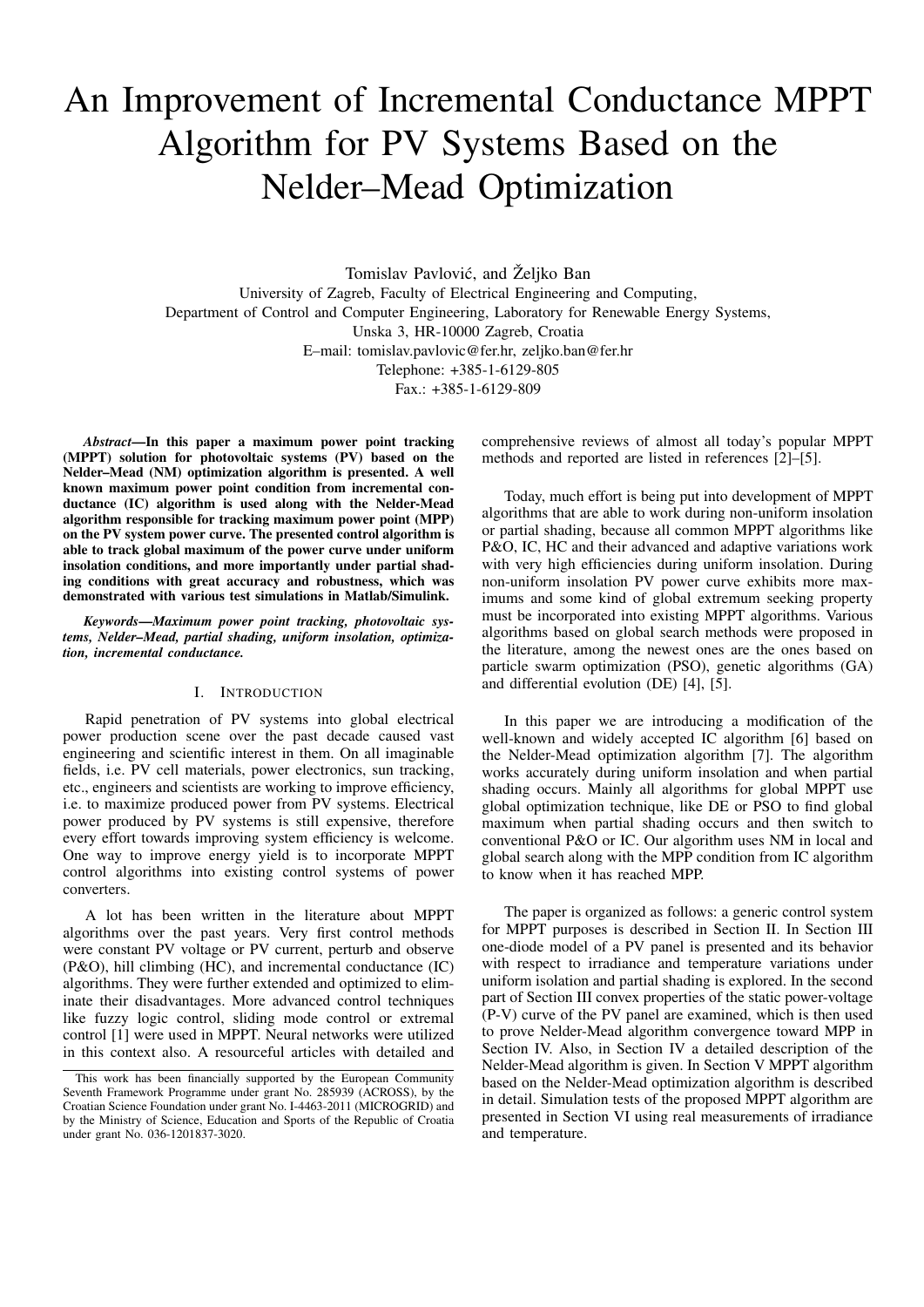# An Improvement of Incremental Conductance MPPT Algorithm for PV Systems Based on the Nelder–Mead Optimization

Tomislav Pavlović, and Željko Ban

University of Zagreb, Faculty of Electrical Engineering and Computing,
Department of Control and Computer Engineering, Laboratory for Renewable Energy Systems,
Unska 3, HR-10000 Zagreb, Croatia
E–mail: tomislav.pavlovic@fer.hr, zeljko.ban@fer.hr
Telephone: +385-1-6129-805
Fax.: +385-1-6129-809

***Abstract*—In this paper a maximum power point tracking (MPPT) solution for photovoltaic systems (PV) based on the Nelder–Mead (NM) optimization algorithm is presented. A well known maximum power point condition from incremental conductance (IC) algorithm is used along with the Nelder-Mead algorithm responsible for tracking maximum power point (MPP) on the PV system power curve. The presented control algorithm is able to track global maximum of the power curve under uniform insolation conditions, and more importantly under partial shading conditions with great accuracy and robustness, which was demonstrated with various test simulations in Matlab/Simulink.**

***Keywords*—*Maximum power point tracking, photovoltaic systems, Nelder–Mead, partial shading, uniform insolation, optimization, incremental conductance.***

## I. Introduction

Rapid penetration of PV systems into global electrical power production scene over the past decade caused vast engineering and scientific interest in them. On all imaginable fields, i.e. PV cell materials, power electronics, sun tracking, etc., engineers and scientists are working to improve efficiency, i.e. to maximize produced power from PV systems. Electrical power produced by PV systems is still expensive, therefore every effort towards improving system efficiency is welcome. One way to improve energy yield is to incorporate MPPT control algorithms into existing control systems of power converters.

A lot has been written in the literature about MPPT algorithms over the past years. Very first control methods were constant PV voltage or PV current, perturb and observe (P&O), hill climbing (HC), and incremental conductance (IC) algorithms. They were further extended and optimized to eliminate their disadvantages. More advanced control techniques like fuzzy logic control, sliding mode control or extremal control [1] were used in MPPT. Neural networks were utilized in this context also. A resourceful articles with detailed and comprehensive reviews of almost all today's popular MPPT methods and reported are listed in references [2]–[5].

Today, much effort is being put into development of MPPT algorithms that are able to work during non-uniform insolation or partial shading, because all common MPPT algorithms like P&O, IC, HC and their advanced and adaptive variations work with very high efficiencies during uniform insolation. During non-uniform insolation PV power curve exhibits more maximums and some kind of global extremum seeking property must be incorporated into existing MPPT algorithms. Various algorithms based on global search methods were proposed in the literature, among the newest ones are the ones based on particle swarm optimization (PSO), genetic algorithms (GA) and differential evolution (DE) [4], [5].

In this paper we are introducing a modification of the well-known and widely accepted IC algorithm [6] based on the Nelder-Mead optimization algorithm [7]. The algorithm works accurately during uniform insolation and when partial shading occurs. Mainly all algorithms for global MPPT use global optimization technique, like DE or PSO to find global maximum when partial shading occurs and then switch to conventional P&O or IC. Our algorithm uses NM in local and global search along with the MPP condition from IC algorithm to know when it has reached MPP.

The paper is organized as follows: a generic control system for MPPT purposes is described in Section II. In Section III one-diode model of a PV panel is presented and its behavior with respect to irradiance and temperature variations under uniform isolation and partial shading is explored. In the second part of Section III convex properties of the static power-voltage (P-V) curve of the PV panel are examined, which is then used to prove Nelder-Mead algorithm convergence toward MPP in Section IV. Also, in Section IV a detailed description of the Nelder-Mead algorithm is given. In Section V MPPT algorithm based on the Nelder-Mead optimization algorithm is described in detail. Simulation tests of the proposed MPPT algorithm are presented in Section VI using real measurements of irradiance and temperature.

This work has been financially supported by the European Community Seventh Framework Programme under grant No. 285939 (ACROSS), by the Croatian Science Foundation under grant No. I-4463-2011 (MICROGRID) and by the Ministry of Science, Education and Sports of the Republic of Croatia under grant No. 036-1201837-3020.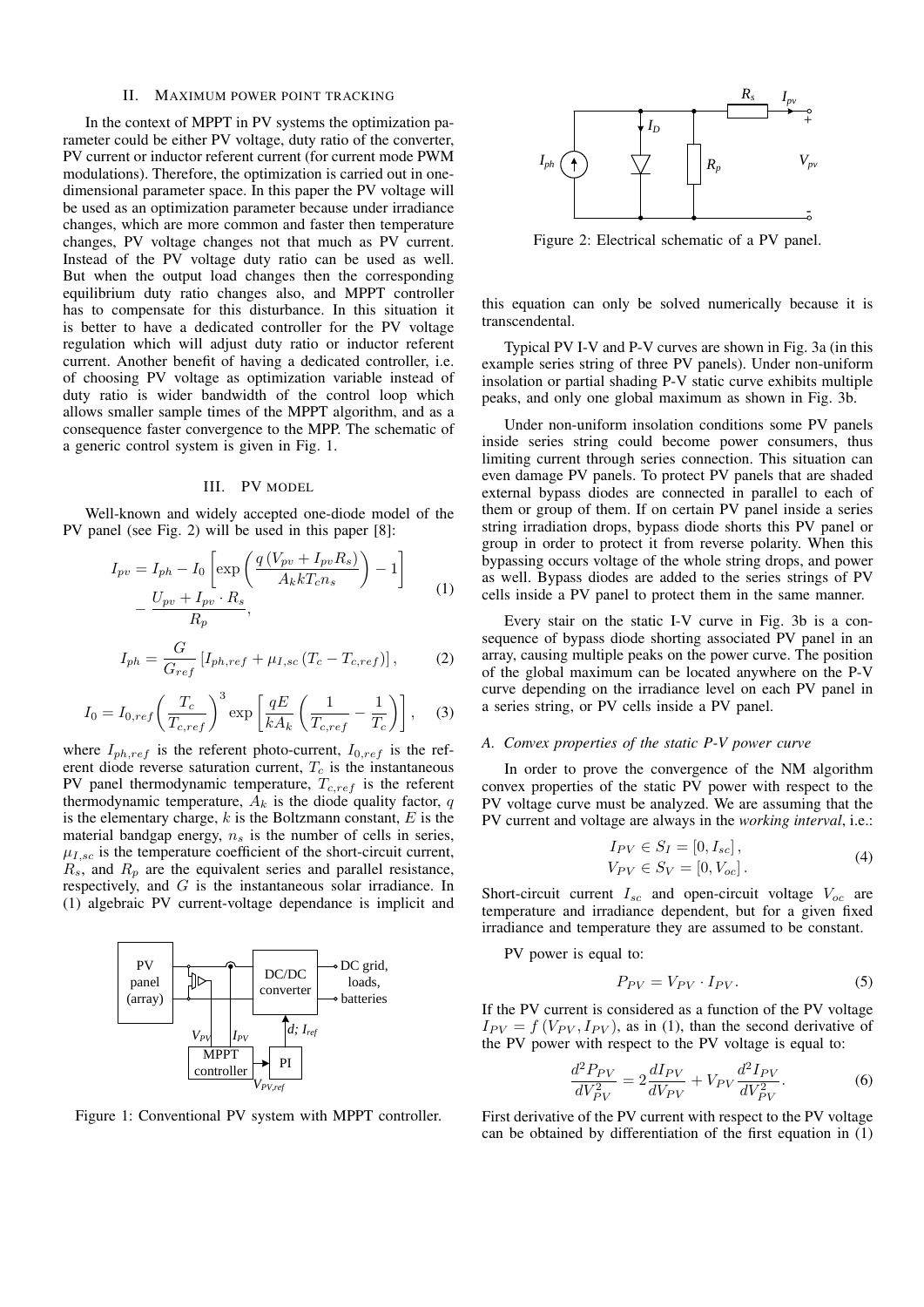## II. Maximum power point tracking

In the context of MPPT in PV systems the optimization parameter could be either PV voltage, duty ratio of the converter, PV current or inductor referent current (for current mode PWM modulations). Therefore, the optimization is carried out in one-dimensional parameter space. In this paper the PV voltage will be used as an optimization parameter because under irradiance changes, which are more common and faster then temperature changes, PV voltage changes not that much as PV current. Instead of the PV voltage duty ratio can be used as well. But when the output load changes then the corresponding equilibrium duty ratio changes also, and MPPT controller has to compensate for this disturbance. In this situation it is better to have a dedicated controller for the PV voltage regulation which will adjust duty ratio or inductor referent current. Another benefit of having a dedicated controller, i.e. of choosing PV voltage as optimization variable instead of duty ratio is wider bandwidth of the control loop which allows smaller sample times of the MPPT algorithm, and as a consequence faster convergence to the MPP. The schematic of a generic control system is given in Fig. 1.

PV panel (array)

DC/DC converter

DC grid, loads, batteries

$V_{PV}$ $I_{PV}$ $d; I_{ref}$

MPPT controller

PI

$V_{PV,ref}$

Figure 1: Conventional PV system with MPPT controller.

## III. PV model

Well-known and widely accepted one-diode model of the PV panel (see Fig. 2) will be used in this paper [8]:

$$I_{pv} = I_{ph} - I_0 \left[ \exp\left( \frac{q\left(V_{pv} + I_{pv}R_s\right)}{A_k k T_c n_s} \right) - 1 \right] - \frac{U_{pv} + I_{pv} \cdot R_s}{R_p}, \tag{1}$$

$$I_{ph} = \frac{G}{G_{ref}} \left[ I_{ph,ref} + \mu_{I,sc} \left( T_c - T_{c,ref} \right) \right], \tag{2}$$

$$I_0 = I_{0,ref} \left( \frac{T_c}{T_{c,ref}} \right)^3 \exp\left[ \frac{qE}{kA_k} \left( \frac{1}{T_{c,ref}} - \frac{1}{T_c} \right) \right], \tag{3}$$

where $I_{ph,ref}$ is the referent photo-current, $I_{0,ref}$ is the referent diode reverse saturation current, $T_c$ is the instantaneous PV panel thermodynamic temperature, $T_{c,ref}$ is the referent thermodynamic temperature, $A_k$ is the diode quality factor, $q$ is the elementary charge, $k$ is the Boltzmann constant, $E$ is the material bandgap energy, $n_s$ is the number of cells in series, $\mu_{I,sc}$ is the temperature coefficient of the short-circuit current, $R_s$, and $R_p$ are the equivalent series and parallel resistance, respectively, and $G$ is the instantaneous solar irradiance. In (1) algebraic PV current-voltage dependance is implicit and this equation can only be solved numerically because it is transcendental.

$R_s$ $I_{pv}$ $I_D$ $I_{ph}$ $R_p$ $V_{pv}$ + -

Figure 2: Electrical schematic of a PV panel.

Typical PV I-V and P-V curves are shown in Fig. 3a (in this example series string of three PV panels). Under non-uniform insolation or partial shading P-V static curve exhibits multiple peaks, and only one global maximum as shown in Fig. 3b.

Under non-uniform insolation conditions some PV panels inside series string could become power consumers, thus limiting current through series connection. This situation can even damage PV panels. To protect PV panels that are shaded external bypass diodes are connected in parallel to each of them or group of them. If on certain PV panel inside a series string irradiation drops, bypass diode shorts this PV panel or group in order to protect it from reverse polarity. When this bypassing occurs voltage of the whole string drops, and power as well. Bypass diodes are added to the series strings of PV cells inside a PV panel to protect them in the same manner.

Every stair on the static I-V curve in Fig. 3b is a consequence of bypass diode shorting associated PV panel in an array, causing multiple peaks on the power curve. The position of the global maximum can be located anywhere on the P-V curve depending on the irradiance level on each PV panel in a series string, or PV cells inside a PV panel.

### A. Convex properties of the static P-V power curve

In order to prove the convergence of the NM algorithm convex properties of the static PV power with respect to the PV voltage curve must be analyzed. We are assuming that the PV current and voltage are always in the *working interval*, i.e.:

$$\begin{aligned} I_{PV} &\in S_I = \left[0, I_{sc}\right], \\ V_{PV} &\in S_V = \left[0, V_{oc}\right]. \end{aligned} \tag{4}$$

Short-circuit current $I_{sc}$ and open-circuit voltage $V_{oc}$ are temperature and irradiance dependent, but for a given fixed irradiance and temperature they are assumed to be constant.

PV power is equal to:

$$P_{PV} = V_{PV} \cdot I_{PV}. \tag{5}$$

If the PV current is considered as a function of the PV voltage $I_{PV} = f\left(V_{PV}, I_{PV}\right)$, as in (1), than the second derivative of the PV power with respect to the PV voltage is equal to:

$$\frac{d^2 P_{PV}}{dV_{PV}^2} = 2\frac{dI_{PV}}{dV_{PV}} + V_{PV}\frac{d^2 I_{PV}}{dV_{PV}^2}. \tag{6}$$

First derivative of the PV current with respect to the PV voltage can be obtained by differentiation of the first equation in (1)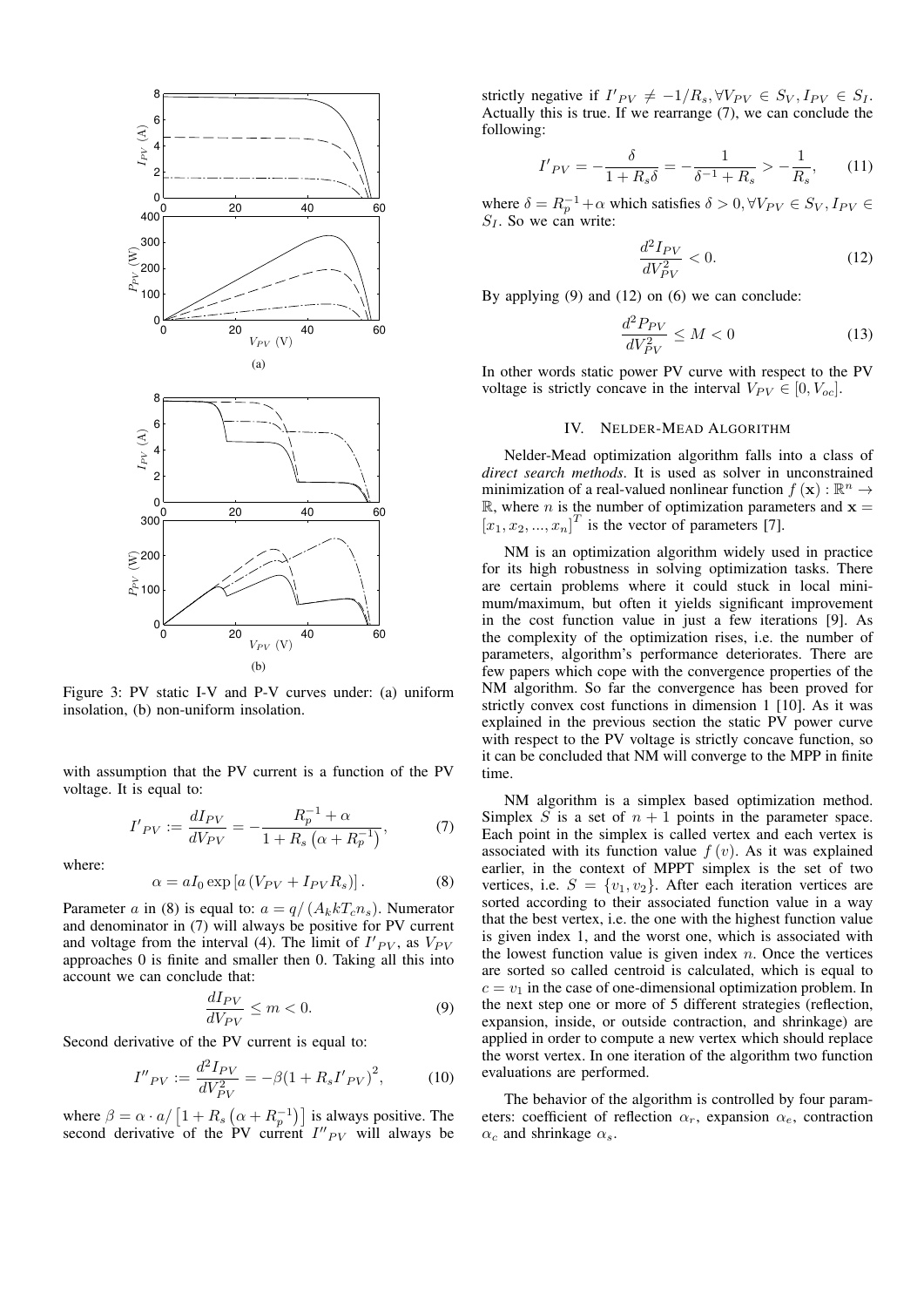8
6
4
2
0
$I_{PV}$ (A)
0 20 40 60
400
300
200
100
0
$P_{PV}$ (W)
0 20 40 60
$V_{PV}$ (V)
(a)

8
6
4
2
0
$I_{PV}$ (A)
0 20 40 60
300
200
100
0
$P_{PV}$ (W)
0 20 40 60
$V_{PV}$ (V)
(b)

Figure 3: PV static I-V and P-V curves under: (a) uniform insolation, (b) non-uniform insolation.

with assumption that the PV current is a function of the PV voltage. It is equal to:

$$I'_{PV} := \frac{dI_{PV}}{dV_{PV}} = -\frac{R_p^{-1} + \alpha}{1 + R_s\left(\alpha + R_p^{-1}\right)}, \tag{7}$$

where:

$$\alpha = aI_0 \exp\left[a\left(V_{PV} + I_{PV}R_s\right)\right]. \tag{8}$$

Parameter $a$ in (8) is equal to: $a = q/\left(A_k k T_c n_s\right)$. Numerator and denominator in (7) will always be positive for PV current and voltage from the interval (4). The limit of $I'_{PV}$, as $V_{PV}$ approaches 0 is finite and smaller then 0. Taking all this into account we can conclude that:

$$\frac{dI_{PV}}{dV_{PV}} \leq m < 0. \tag{9}$$

Second derivative of the PV current is equal to:

$$I''_{PV} := \frac{d^2 I_{PV}}{dV_{PV}^2} = -\beta\left(1 + R_s I'_{PV}\right)^2, \tag{10}$$

where $\beta = \alpha \cdot a/\left[1 + R_s\left(\alpha + R_p^{-1}\right)\right]$ is always positive. The second derivative of the PV current $I''_{PV}$ will always be strictly negative if $I'_{PV} \neq -1/R_s, \forall V_{PV} \in S_V, I_{PV} \in S_I$. Actually this is true. If we rearrange (7), we can conclude the following:

$$I'_{PV} = -\frac{\delta}{1 + R_s\delta} = -\frac{1}{\delta^{-1} + R_s} > -\frac{1}{R_s}, \tag{11}$$

where $\delta = R_p^{-1} + \alpha$ which satisfies $\delta > 0, \forall V_{PV} \in S_V, I_{PV} \in S_I$. So we can write:

$$\frac{d^2 I_{PV}}{dV_{PV}^2} < 0. \tag{12}$$

By applying (9) and (12) on (6) we can conclude:

$$\frac{d^2 P_{PV}}{dV_{PV}^2} \leq M < 0 \tag{13}$$

In other words static power PV curve with respect to the PV voltage is strictly concave in the interval $V_{PV} \in [0, V_{oc}]$.

## IV. Nelder-Mead Algorithm

Nelder-Mead optimization algorithm falls into a class of *direct search methods*. It is used as solver in unconstrained minimization of a real-valued nonlinear function $f(\mathbf{x}) : \mathbb{R}^n \rightarrow \mathbb{R}$, where $n$ is the number of optimization parameters and $\mathbf{x} = [x_1, x_2, ..., x_n]^T$ is the vector of parameters [7].

NM is an optimization algorithm widely used in practice for its high robustness in solving optimization tasks. There are certain problems where it could stuck in local minimum/maximum, but often it yields significant improvement in the cost function value in just a few iterations [9]. As the complexity of the optimization rises, i.e. the number of parameters, algorithm's performance deteriorates. There are few papers which cope with the convergence properties of the NM algorithm. So far the convergence has been proved for strictly convex cost functions in dimension 1 [10]. As it was explained in the previous section the static PV power curve with respect to the PV voltage is strictly concave function, so it can be concluded that NM will converge to the MPP in finite time.

NM algorithm is a simplex based optimization method. Simplex $S$ is a set of $n+1$ points in the parameter space. Each point in the simplex is called vertex and each vertex is associated with its function value $f(v)$. As it was explained earlier, in the context of MPPT simplex is the set of two vertices, i.e. $S = \{v_1, v_2\}$. After each iteration vertices are sorted according to their associated function value in a way that the best vertex, i.e. the one with the highest function value is given index 1, and the worst one, which is associated with the lowest function value is given index $n$. Once the vertices are sorted so called centroid is calculated, which is equal to $c = v_1$ in the case of one-dimensional optimization problem. In the next step one or more of 5 different strategies (reflection, expansion, inside, or outside contraction, and shrinkage) are applied in order to compute a new vertex which should replace the worst vertex. In one iteration of the algorithm two function evaluations are performed.

The behavior of the algorithm is controlled by four parameters: coefficient of reflection $\alpha_r$, expansion $\alpha_e$, contraction $\alpha_c$ and shrinkage $\alpha_s$.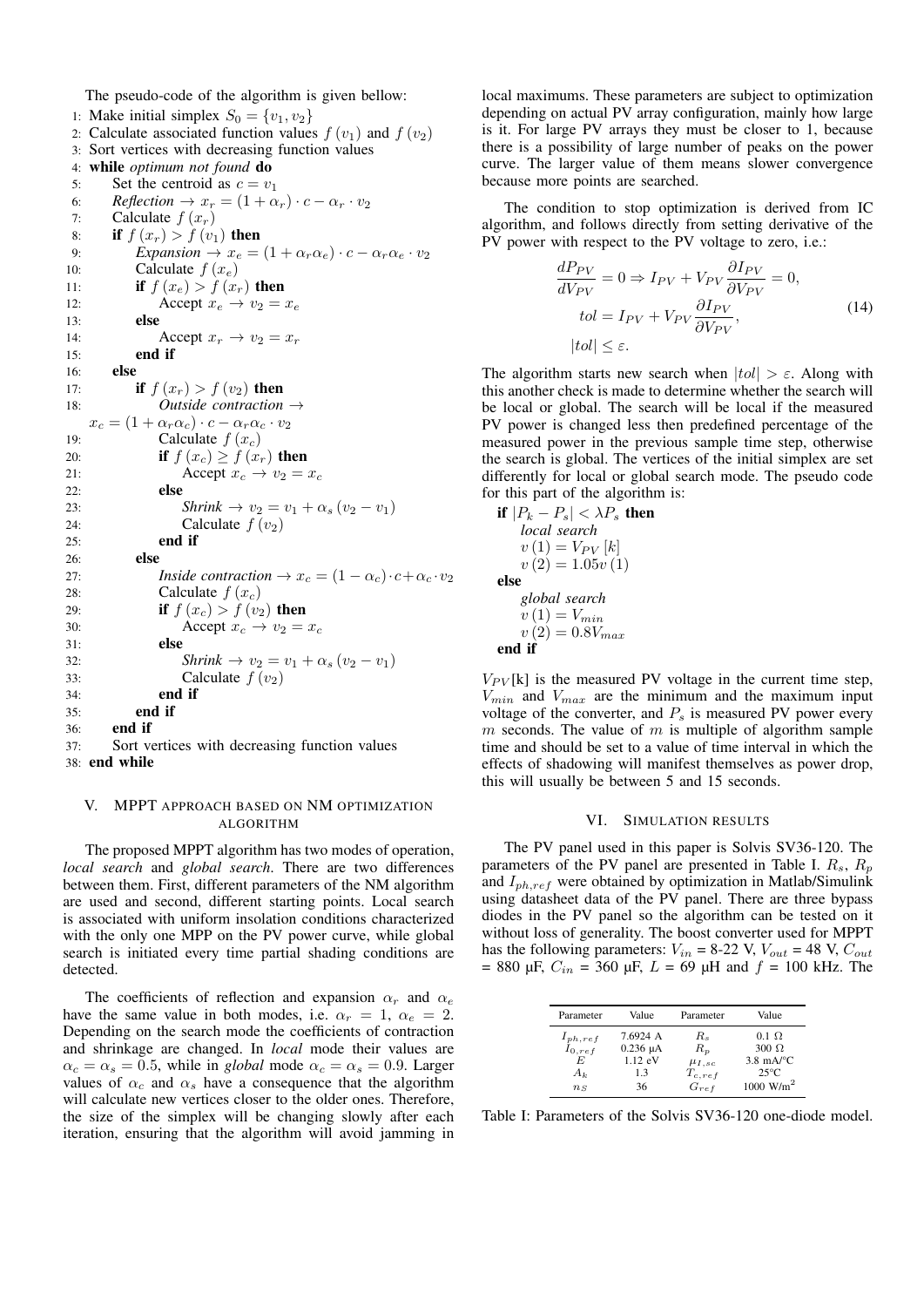The pseudo-code of the algorithm is given bellow:

```
1: Make initial simplex S_0 = {v_1, v_2}
2: Calculate associated function values f(v_1) and f(v_2)
3: Sort vertices with decreasing function values
4: while optimum not found do
5:     Set the centroid as c = v_1
6:     Reflection → x_r = (1 + α_r) · c − α_r · v_2
7:     Calculate f(x_r)
8:     if f(x_r) > f(v_1) then
9:         Expansion → x_e = (1 + α_r α_e) · c − α_r α_e · v_2
10:        Calculate f(x_e)
11:        if f(x_e) > f(x_r) then
12:            Accept x_e → v_2 = x_e
13:        else
14:            Accept x_r → v_2 = x_r
15:        end if
16:    else
17:        if f(x_r) > f(v_2) then
18:            Outside contraction →
               x_c = (1 + α_r α_c) · c − α_r α_c · v_2
19:            Calculate f(x_c)
20:            if f(x_c) ≥ f(x_r) then
21:                Accept x_c → v_2 = x_c
22:            else
23:                Shrink → v_2 = v_1 + α_s (v_2 − v_1)
24:                Calculate f(v_2)
25:            end if
26:        else
27:            Inside contraction → x_c = (1 − α_c) · c + α_c · v_2
28:            Calculate f(x_c)
29:            if f(x_c) > f(v_2) then
30:                Accept x_c → v_2 = x_c
31:            else
32:                Shrink → v_2 = v_1 + α_s (v_2 − v_1)
33:                Calculate f(v_2)
34:            end if
35:        end if
36:    end if
37:    Sort vertices with decreasing function values
38: end while
```

## V. MPPT approach based on NM optimization algorithm

The proposed MPPT algorithm has two modes of operation, *local search* and *global search*. There are two differences between them. First, different parameters of the NM algorithm are used and second, different starting points. Local search is associated with uniform insolation conditions characterized with the only one MPP on the PV power curve, while global search is initiated every time partial shading conditions are detected.

The coefficients of reflection and expansion $\alpha_r$ and $\alpha_e$ have the same value in both modes, i.e. $\alpha_r = 1$, $\alpha_e = 2$. Depending on the search mode the coefficients of contraction and shrinkage are changed. In *local* mode their values are $\alpha_c = \alpha_s = 0.5$, while in *global* mode $\alpha_c = \alpha_s = 0.9$. Larger values of $\alpha_c$ and $\alpha_s$ have a consequence that the algorithm will calculate new vertices closer to the older ones. Therefore, the size of the simplex will be changing slowly after each iteration, ensuring that the algorithm will avoid jamming in local maximums. These parameters are subject to optimization depending on actual PV array configuration, mainly how large is it. For large PV arrays they must be closer to 1, because there is a possibility of large number of peaks on the power curve. The larger value of them means slower convergence because more points are searched.

The condition to stop optimization is derived from IC algorithm, and follows directly from setting derivative of the PV power with respect to the PV voltage to zero, i.e.:

$$\begin{aligned} \frac{dP_{PV}}{dV_{PV}} = 0 \Rightarrow I_{PV} + V_{PV}\frac{\partial I_{PV}}{\partial V_{PV}} = 0, \\ tol = I_{PV} + V_{PV}\frac{\partial I_{PV}}{\partial V_{PV}}, \\ |tol| \leq \varepsilon. \end{aligned} \tag{14}$$

The algorithm starts new search when $|tol| > \varepsilon$. Along with this another check is made to determine whether the search will be local or global. The search will be local if the measured PV power is changed less then predefined percentage of the measured power in the previous sample time step, otherwise the search is global. The vertices of the initial simplex are set differently for local or global search mode. The pseudo code for this part of the algorithm is:

```
if |P_k − P_s| < λP_s then
    local search
    v(1) = V_PV[k]
    v(2) = 1.05v(1)
else
    global search
    v(1) = V_min
    v(2) = 0.8V_max
end if
```

$V_{PV}$[k] is the measured PV voltage in the current time step, $V_{min}$ and $V_{max}$ are the minimum and the maximum input voltage of the converter, and $P_s$ is measured PV power every $m$ seconds. The value of $m$ is multiple of algorithm sample time and should be set to a value of time interval in which the effects of shadowing will manifest themselves as power drop, this will usually be between 5 and 15 seconds.

## VI. Simulation results

The PV panel used in this paper is Solvis SV36-120. The parameters of the PV panel are presented in Table I. $R_s$, $R_p$ and $I_{ph,ref}$ were obtained by optimization in Matlab/Simulink using datasheet data of the PV panel. There are three bypass diodes in the PV panel so the algorithm can be tested on it without loss of generality. The boost converter used for MPPT has the following parameters: $V_{in}$ = 8-22 V, $V_{out}$ = 48 V, $C_{out}$ = 880 µF, $C_{in}$ = 360 µF, $L$ = 69 µH and $f$ = 100 kHz. The

| Parameter | Value | Parameter | Value |
|---|---|---|---|
| $I_{ph,ref}$ | 7.6924 A | $R_s$ | 0.1 Ω |
| $I_{0,ref}$ | 0.236 µA | $R_p$ | 300 Ω |
| $E$ | 1.12 eV | $\mu_{I,sc}$ | 3.8 mA/°C |
| $A_k$ | 1.3 | $T_{c,ref}$ | 25°C |
| $n_S$ | 36 | $G_{ref}$ | 1000 W/m$^2$ |

Table I: Parameters of the Solvis SV36-120 one-diode model.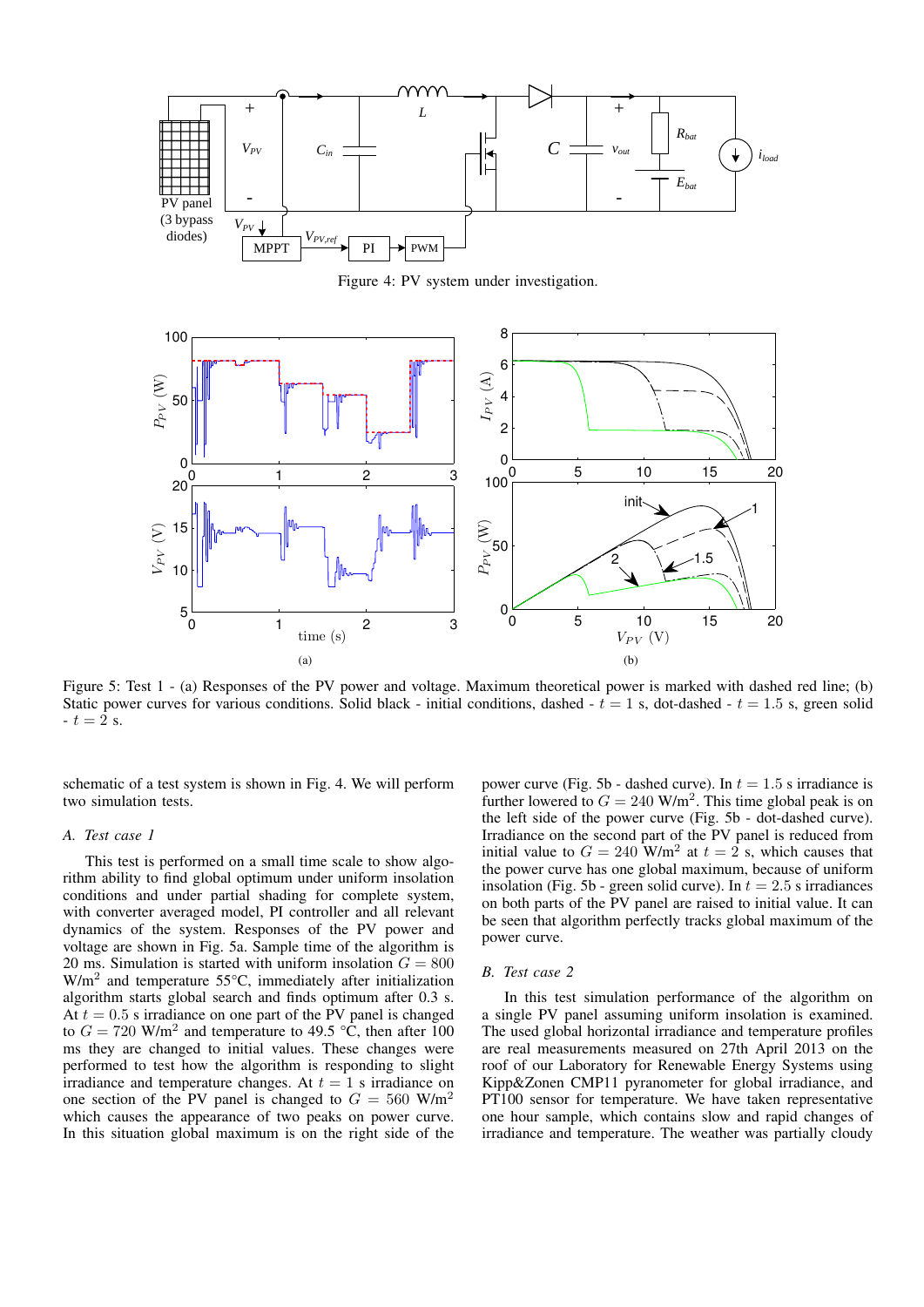PV panel
(3 bypass
diodes)

$V_{PV}$

$C_{in}$

$L$

$C$

$v_{out}$

$R_{bat}$

$E_{bat}$

$i_{load}$

MPPT

$V_{PV,ref}$

PI

PWM

Figure 4: PV system under investigation.

$P_{PV}$ (W)

100

50

0

0 1 2 3

$V_{PV}$ (V)

20

15

10

5

0 1 2 3

time (s)

(a)

$I_{PV}$ (A)

8

6

4

2

0

0 5 10 15 20

$P_{PV}$ (W)

100

50

0

0 5 10 15 20

$V_{PV}$ (V)

init

1

2

1.5

(b)

Figure 5: Test 1 - (a) Responses of the PV power and voltage. Maximum theoretical power is marked with dashed red line; (b) Static power curves for various conditions. Solid black - initial conditions, dashed - $t = 1$ s, dot-dashed - $t = 1.5$ s, green solid - $t = 2$ s.

schematic of a test system is shown in Fig. 4. We will perform two simulation tests.

### A. Test case 1

This test is performed on a small time scale to show algorithm ability to find global optimum under uniform insolation conditions and under partial shading for complete system, with converter averaged model, PI controller and all relevant dynamics of the system. Responses of the PV power and voltage are shown in Fig. 5a. Sample time of the algorithm is 20 ms. Simulation is started with uniform insolation $G = 800$ W/m$^2$ and temperature 55°C, immediately after initialization algorithm starts global search and finds optimum after 0.3 s. At $t = 0.5$ s irradiance on one part of the PV panel is changed to $G = 720$ W/m$^2$ and temperature to 49.5 °C, then after 100 ms they are changed to initial values. These changes were performed to test how the algorithm is responding to slight irradiance and temperature changes. At $t = 1$ s irradiance on one section of the PV panel is changed to $G = 560$ W/m$^2$ which causes the appearance of two peaks on power curve. In this situation global maximum is on the right side of the power curve (Fig. 5b - dashed curve). In $t = 1.5$ s irradiance is further lowered to $G = 240$ W/m$^2$. This time global peak is on the left side of the power curve (Fig. 5b - dot-dashed curve). Irradiance on the second part of the PV panel is reduced from initial value to $G = 240$ W/m$^2$ at $t = 2$ s, which causes that the power curve has one global maximum, because of uniform insolation (Fig. 5b - green solid curve). In $t = 2.5$ s irradiances on both parts of the PV panel are raised to initial value. It can be seen that algorithm perfectly tracks global maximum of the power curve.

### B. Test case 2

In this test simulation performance of the algorithm on a single PV panel assuming uniform insolation is examined. The used global horizontal irradiance and temperature profiles are real measurements measured on 27th April 2013 on the roof of our Laboratory for Renewable Energy Systems using Kipp&Zonen CMP11 pyranometer for global irradiance, and PT100 sensor for temperature. We have taken representative one hour sample, which contains slow and rapid changes of irradiance and temperature. The weather was partially cloudy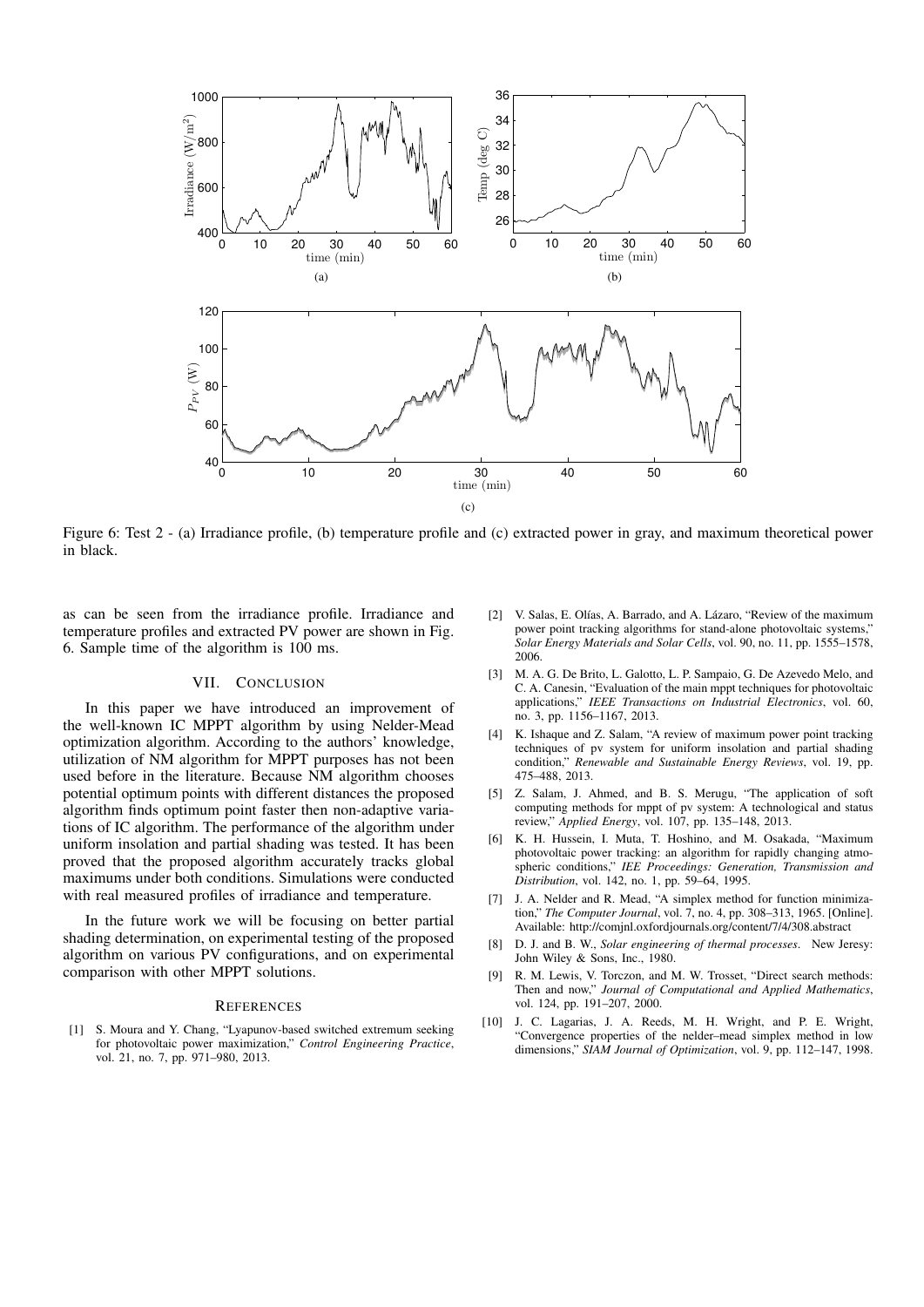1000
800
600
400
Irradiance (W/m²)
0 10 20 30 40 50 60
time (min)
(a)

36
34
32
30
28
26
Temp (deg C)
0 10 20 30 40 50 60
time (min)
(b)

120
100
80
60
40
$P_{PV}$ (W)
0 10 20 30 40 50 60
time (min)
(c)

Figure 6: Test 2 - (a) Irradiance profile, (b) temperature profile and (c) extracted power in gray, and maximum theoretical power in black.

as can be seen from the irradiance profile. Irradiance and temperature profiles and extracted PV power are shown in Fig. 6. Sample time of the algorithm is 100 ms.

## VII. CONCLUSION

In this paper we have introduced an improvement of the well-known IC MPPT algorithm by using Nelder-Mead optimization algorithm. According to the authors' knowledge, utilization of NM algorithm for MPPT purposes has not been used before in the literature. Because NM algorithm chooses potential optimum points with different distances the proposed algorithm finds optimum point faster then non-adaptive variations of IC algorithm. The performance of the algorithm under uniform insolation and partial shading was tested. It has been proved that the proposed algorithm accurately tracks global maximums under both conditions. Simulations were conducted with real measured profiles of irradiance and temperature.

In the future work we will be focusing on better partial shading determination, on experimental testing of the proposed algorithm on various PV configurations, and on experimental comparison with other MPPT solutions.

## REFERENCES

[1] S. Moura and Y. Chang, "Lyapunov-based switched extremum seeking for photovoltaic power maximization," *Control Engineering Practice*, vol. 21, no. 7, pp. 971–980, 2013.

[2] V. Salas, E. Olías, A. Barrado, and A. Lázaro, "Review of the maximum power point tracking algorithms for stand-alone photovoltaic systems," *Solar Energy Materials and Solar Cells*, vol. 90, no. 11, pp. 1555–1578, 2006.

[3] M. A. G. De Brito, L. Galotto, L. P. Sampaio, G. De Azevedo Melo, and C. A. Canesin, "Evaluation of the main mppt techniques for photovoltaic applications," *IEEE Transactions on Industrial Electronics*, vol. 60, no. 3, pp. 1156–1167, 2013.

[4] K. Ishaque and Z. Salam, "A review of maximum power point tracking techniques of pv system for uniform insolation and partial shading condition," *Renewable and Sustainable Energy Reviews*, vol. 19, pp. 475–488, 2013.

[5] Z. Salam, J. Ahmed, and B. S. Merugu, "The application of soft computing methods for mppt of pv system: A technological and status review," *Applied Energy*, vol. 107, pp. 135–148, 2013.

[6] K. H. Hussein, I. Muta, T. Hoshino, and M. Osakada, "Maximum photovoltaic power tracking: an algorithm for rapidly changing atmospheric conditions," *IEE Proceedings: Generation, Transmission and Distribution*, vol. 142, no. 1, pp. 59–64, 1995.

[7] J. A. Nelder and R. Mead, "A simplex method for function minimization," *The Computer Journal*, vol. 7, no. 4, pp. 308–313, 1965. [Online]. Available: http://comjnl.oxfordjournals.org/content/7/4/308.abstract

[8] D. J. and B. W., *Solar engineering of thermal processes*. New Jeresy: John Wiley & Sons, Inc., 1980.

[9] R. M. Lewis, V. Torczon, and M. W. Trosset, "Direct search methods: Then and now," *Journal of Computational and Applied Mathematics*, vol. 124, pp. 191–207, 2000.

[10] J. C. Lagarias, J. A. Reeds, M. H. Wright, and P. E. Wright, "Convergence properties of the nelder–mead simplex method in low dimensions," *SIAM Journal of Optimization*, vol. 9, pp. 112–147, 1998.